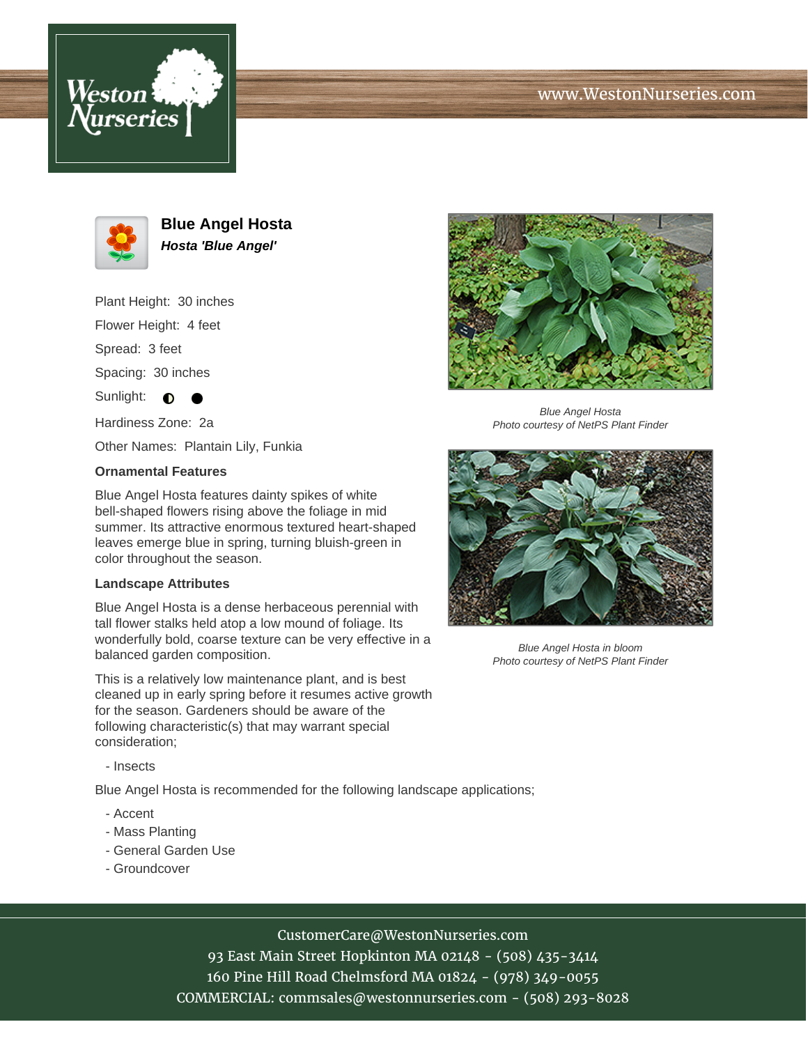www.WestonNurseries.com

# Blue Angel Hosta

***Hosta 'Blue Angel'***

Plant Height: 30 inches

Flower Height: 4 feet

Spread: 3 feet

Spacing: 30 inches

Sunlight: ◐ ●

Hardiness Zone: 2a

Other Names: Plantain Lily, Funkia

Blue Angel Hosta
*Photo courtesy of NetPS Plant Finder*

Blue Angel Hosta in bloom
*Photo courtesy of NetPS Plant Finder*

### Ornamental Features

Blue Angel Hosta features dainty spikes of white bell-shaped flowers rising above the foliage in mid summer. Its attractive enormous textured heart-shaped leaves emerge blue in spring, turning bluish-green in color throughout the season.

### Landscape Attributes

Blue Angel Hosta is a dense herbaceous perennial with tall flower stalks held atop a low mound of foliage. Its wonderfully bold, coarse texture can be very effective in a balanced garden composition.

This is a relatively low maintenance plant, and is best cleaned up in early spring before it resumes active growth for the season. Gardeners should be aware of the following characteristic(s) that may warrant special consideration;

- Insects

Blue Angel Hosta is recommended for the following landscape applications;

- Accent
- Mass Planting
- General Garden Use
- Groundcover

CustomerCare@WestonNurseries.com
93 East Main Street Hopkinton MA 02148 - (508) 435-3414
160 Pine Hill Road Chelmsford MA 01824 - (978) 349-0055
COMMERCIAL: commsales@westonnurseries.com - (508) 293-8028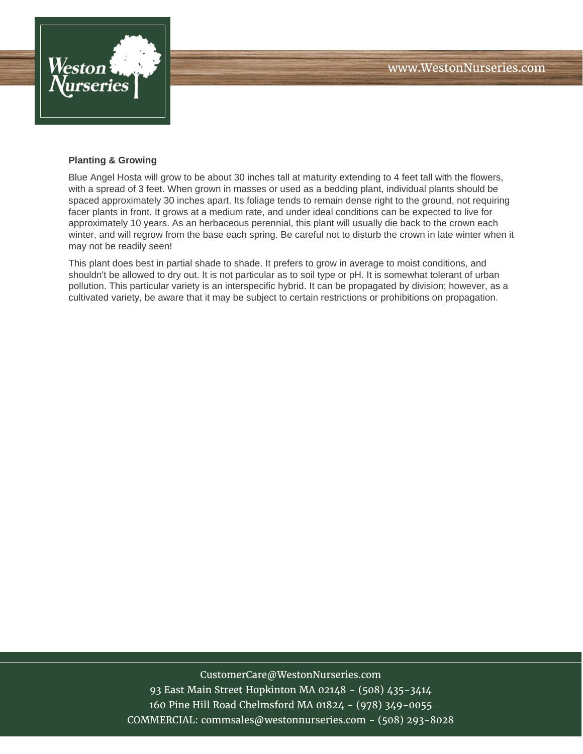### Planting & Growing

Blue Angel Hosta will grow to be about 30 inches tall at maturity extending to 4 feet tall with the flowers, with a spread of 3 feet. When grown in masses or used as a bedding plant, individual plants should be spaced approximately 30 inches apart. Its foliage tends to remain dense right to the ground, not requiring facer plants in front. It grows at a medium rate, and under ideal conditions can be expected to live for approximately 10 years. As an herbaceous perennial, this plant will usually die back to the crown each winter, and will regrow from the base each spring. Be careful not to disturb the crown in late winter when it may not be readily seen!

This plant does best in partial shade to shade. It prefers to grow in average to moist conditions, and shouldn't be allowed to dry out. It is not particular as to soil type or pH. It is somewhat tolerant of urban pollution. This particular variety is an interspecific hybrid. It can be propagated by division; however, as a cultivated variety, be aware that it may be subject to certain restrictions or prohibitions on propagation.